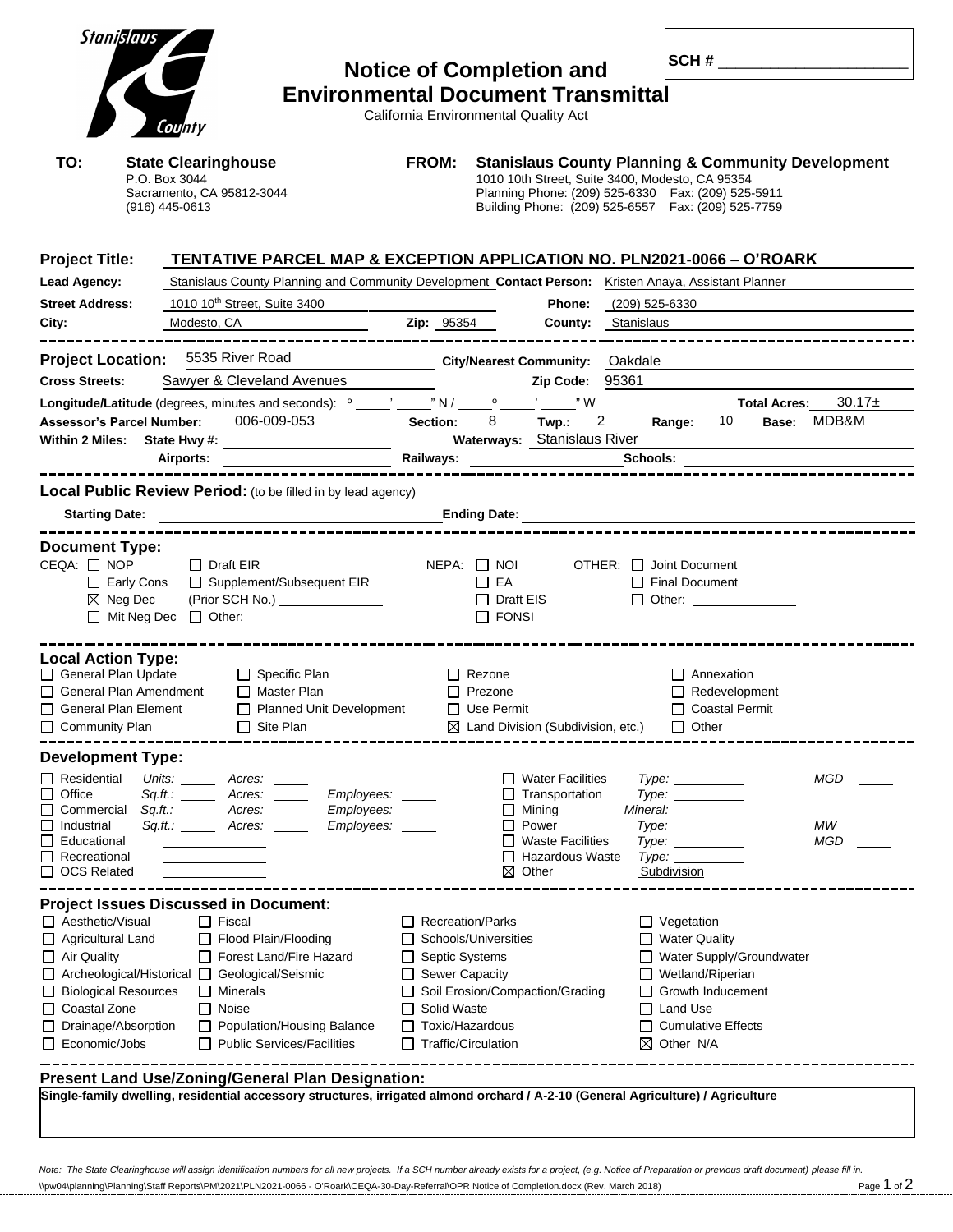Stanislaus County

# Notice of Completion and Environmental Document Transmittal

California Environmental Quality Act

**SCH #** ____________________

**TO:** **State Clearinghouse**
P.O. Box 3044
Sacramento, CA 95812-3044
(916) 445-0613

**FROM:** **Stanislaus County Planning & Community Development**
1010 10th Street, Suite 3400, Modesto, CA 95354
Planning Phone: (209) 525-6330 Fax: (209) 525-5911
Building Phone: (209) 525-6557 Fax: (209) 525-7759

**Project Title:** **TENTATIVE PARCEL MAP & EXCEPTION APPLICATION NO. PLN2021-0066 – O'ROARK**

**Lead Agency:** Stanislaus County Planning and Community Development **Contact Person:** Kristen Anaya, Assistant Planner

**Street Address:** 1010 10th Street, Suite 3400 **Phone:** (209) 525-6330

**City:** Modesto, CA **Zip:** 95354 **County:** Stanislaus

---

**Project Location:** 5535 River Road **City/Nearest Community:** Oakdale

**Cross Streets:** Sawyer & Cleveland Avenues **Zip Code:** 95361

**Longitude/Latitude** (degrees, minutes and seconds): ° ' " N / ° ' " W **Total Acres:** 30.17±

**Assessor's Parcel Number:** 006-009-053 **Section:** 8 **Twp.:** 2 **Range:** 10 **Base:** MDB&M

**Within 2 Miles:** **State Hwy #:** **Waterways:** Stanislaus River

**Airports:** **Railways:** **Schools:**

---

**Local Public Review Period:** (to be filled in by lead agency)

**Starting Date:** **Ending Date:**

---

**Document Type:**

CEQA: ☐ NOP ☐ Draft EIR
☐ Early Cons ☐ Supplement/Subsequent EIR
☒ Neg Dec (Prior SCH No.) ______
☐ Mit Neg Dec ☐ Other: ______

NEPA: ☐ NOI ☐ EA ☐ Draft EIS ☐ FONSI

OTHER: ☐ Joint Document ☐ Final Document ☐ Other: ______

---

**Local Action Type:**

☐ General Plan Update ☐ Specific Plan ☐ Rezone ☐ Annexation
☐ General Plan Amendment ☐ Master Plan ☐ Prezone ☐ Redevelopment
☐ General Plan Element ☐ Planned Unit Development ☐ Use Permit ☐ Coastal Permit
☐ Community Plan ☐ Site Plan ☒ Land Division (Subdivision, etc.) ☐ Other

---

**Development Type:**

☐ Residential *Units:* ____ *Acres:* ____
☐ Office *Sq.ft.:* ____ *Acres:* ____ *Employees:* ____
☐ Commercial *Sq.ft.:* *Acres:* *Employees:*
☐ Industrial *Sq.ft.:* ____ *Acres:* ____ *Employees:* ____
☐ Educational
☐ Recreational
☐ OCS Related
☐ Water Facilities *Type:* ____ *MGD* ____
☐ Transportation *Type:* ____
☐ Mining *Mineral:* ____
☐ Power *Type:* *MW*
☐ Waste Facilities *Type:* ____ *MGD* ____
☐ Hazardous Waste *Type:* ____
☒ Other Subdivision

---

**Project Issues Discussed in Document:**

☐ Aesthetic/Visual ☐ Fiscal ☐ Recreation/Parks ☐ Vegetation
☐ Agricultural Land ☐ Flood Plain/Flooding ☐ Schools/Universities ☐ Water Quality
☐ Air Quality ☐ Forest Land/Fire Hazard ☐ Septic Systems ☐ Water Supply/Groundwater
☐ Archeological/Historical ☐ Geological/Seismic ☐ Sewer Capacity ☐ Wetland/Riperian
☐ Biological Resources ☐ Minerals ☐ Soil Erosion/Compaction/Grading ☐ Growth Inducement
☐ Coastal Zone ☐ Noise ☐ Solid Waste ☐ Land Use
☐ Drainage/Absorption ☐ Population/Housing Balance ☐ Toxic/Hazardous ☐ Cumulative Effects
☐ Economic/Jobs ☐ Public Services/Facilities ☐ Traffic/Circulation ☒ Other N/A

---

**Present Land Use/Zoning/General Plan Designation:**

**Single-family dwelling, residential accessory structures, irrigated almond orchard / A-2-10 (General Agriculture) / Agriculture**

*Note: The State Clearinghouse will assign identification numbers for all new projects. If a SCH number already exists for a project, (e.g. Notice of Preparation or previous draft document) please fill in.*

\\pw04\planning\Planning\Staff Reports\PM\2021\PLN2021-0066 - O'Roark\CEQA-30-Day-Referral\OPR Notice of Completion.docx (Rev. March 2018)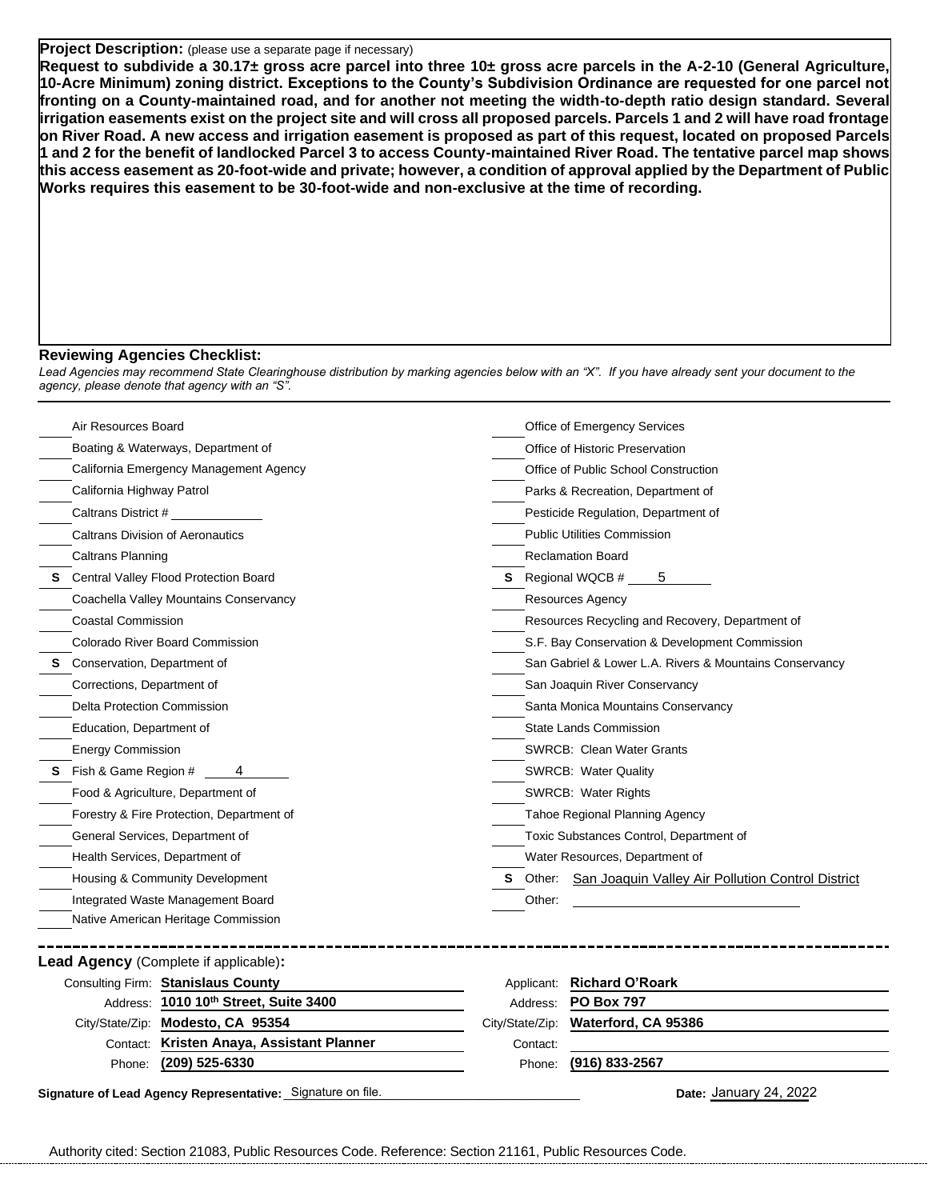**Project Description:** (please use a separate page if necessary)

**Request to subdivide a 30.17± gross acre parcel into three 10± gross acre parcels in the A-2-10 (General Agriculture, 10-Acre Minimum) zoning district. Exceptions to the County's Subdivision Ordinance are requested for one parcel not fronting on a County-maintained road, and for another not meeting the width-to-depth ratio design standard. Several irrigation easements exist on the project site and will cross all proposed parcels. Parcels 1 and 2 will have road frontage on River Road. A new access and irrigation easement is proposed as part of this request, located on proposed Parcels 1 and 2 for the benefit of landlocked Parcel 3 to access County-maintained River Road. The tentative parcel map shows this access easement as 20-foot-wide and private; however, a condition of approval applied by the Department of Public Works requires this easement to be 30-foot-wide and non-exclusive at the time of recording.**

**Reviewing Agencies Checklist:**

*Lead Agencies may recommend State Clearinghouse distribution by marking agencies below with an "X". If you have already sent your document to the agency, please denote that agency with an "S".*

| Mark | Agency | Mark | Agency |
|---|---|---|---|
| | Air Resources Board | | Office of Emergency Services |
| | Boating & Waterways, Department of | | Office of Historic Preservation |
| | California Emergency Management Agency | | Office of Public School Construction |
| | California Highway Patrol | | Parks & Recreation, Department of |
| | Caltrans District # | | Pesticide Regulation, Department of |
| | Caltrans Division of Aeronautics | | Public Utilities Commission |
| | Caltrans Planning | | Reclamation Board |
| S | Central Valley Flood Protection Board | S | Regional WQCB # 5 |
| | Coachella Valley Mountains Conservancy | | Resources Agency |
| | Coastal Commission | | Resources Recycling and Recovery, Department of |
| | Colorado River Board Commission | | S.F. Bay Conservation & Development Commission |
| S | Conservation, Department of | | San Gabriel & Lower L.A. Rivers & Mountains Conservancy |
| | Corrections, Department of | | San Joaquin River Conservancy |
| | Delta Protection Commission | | Santa Monica Mountains Conservancy |
| | Education, Department of | | State Lands Commission |
| | Energy Commission | | SWRCB: Clean Water Grants |
| S | Fish & Game Region # 4 | | SWRCB: Water Quality |
| | Food & Agriculture, Department of | | SWRCB: Water Rights |
| | Forestry & Fire Protection, Department of | | Tahoe Regional Planning Agency |
| | General Services, Department of | | Toxic Substances Control, Department of |
| | Health Services, Department of | | Water Resources, Department of |
| | Housing & Community Development | S | Other: San Joaquin Valley Air Pollution Control District |
| | Integrated Waste Management Board | | Other: |
| | Native American Heritage Commission | | |

**Lead Agency** (Complete if applicable)**:**

| | | | |
|---|---|---|---|
| Consulting Firm: | **Stanislaus County** | Applicant: | **Richard O'Roark** |
| Address: | **1010 10th Street, Suite 3400** | Address: | **PO Box 797** |
| City/State/Zip: | **Modesto, CA 95354** | City/State/Zip: | **Waterford, CA 95386** |
| Contact: | **Kristen Anaya, Assistant Planner** | Contact: | |
| Phone: | **(209) 525-6330** | Phone: | **(916) 833-2567** |

**Signature of Lead Agency Representative:** Signature on file. **Date:** January 24, 2022

Authority cited: Section 21083, Public Resources Code. Reference: Section 21161, Public Resources Code.